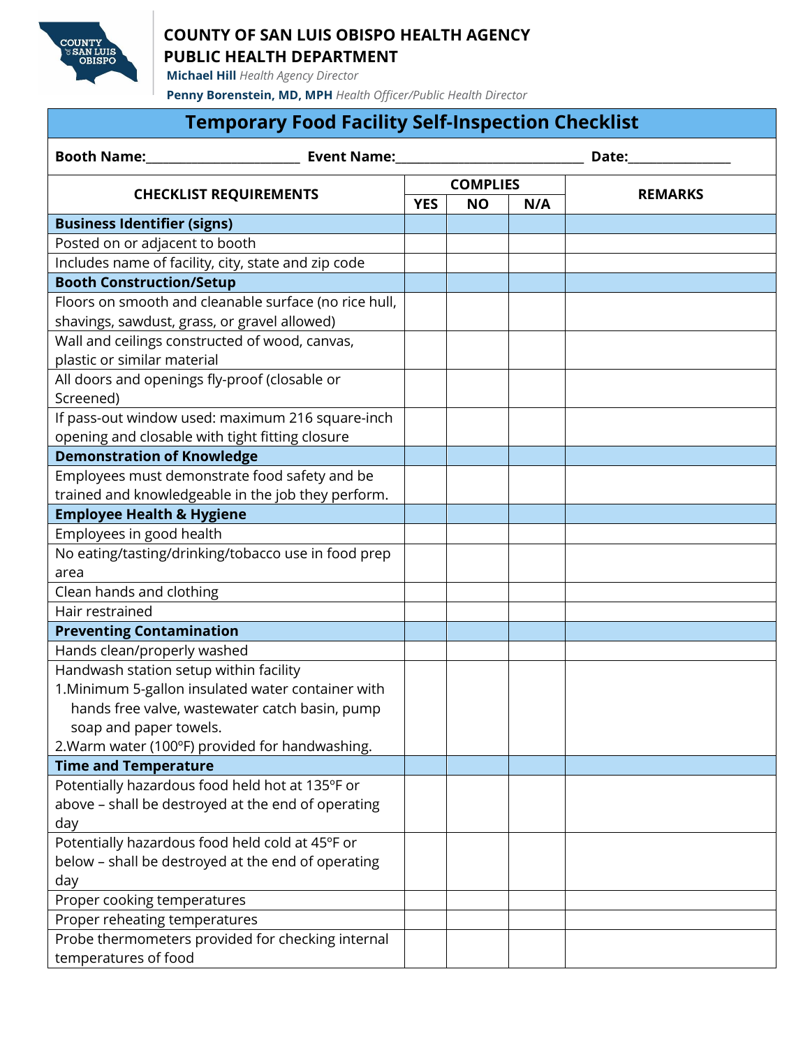**COUNTY OF SAN LUIS OBISPO HEALTH AGENCY**
**PUBLIC HEALTH DEPARTMENT**

**Michael Hill** *Health Agency Director*

**Penny Borenstein, MD, MPH** *Health Officer/Public Health Director*

# Temporary Food Facility Self-Inspection Checklist

**Booth Name:**\_\_\_\_\_\_\_\_\_\_\_\_\_\_\_\_\_\_\_\_\_\_ **Event Name:**\_\_\_\_\_\_\_\_\_\_\_\_\_\_\_\_\_\_\_\_\_\_\_\_\_\_\_ **Date:**\_\_\_\_\_\_\_\_\_\_\_\_\_\_\_

| CHECKLIST REQUIREMENTS | COMPLIES | | | REMARKS |
|---|---|---|---|---|
| | YES | NO | N/A | |
| **Business Identifier (signs)** | | | | |
| Posted on or adjacent to booth | | | | |
| Includes name of facility, city, state and zip code | | | | |
| **Booth Construction/Setup** | | | | |
| Floors on smooth and cleanable surface (no rice hull, shavings, sawdust, grass, or gravel allowed) | | | | |
| Wall and ceilings constructed of wood, canvas, plastic or similar material | | | | |
| All doors and openings fly-proof (closable or Screened) | | | | |
| If pass-out window used: maximum 216 square-inch opening and closable with tight fitting closure | | | | |
| **Demonstration of Knowledge** | | | | |
| Employees must demonstrate food safety and be trained and knowledgeable in the job they perform. | | | | |
| **Employee Health & Hygiene** | | | | |
| Employees in good health | | | | |
| No eating/tasting/drinking/tobacco use in food prep area | | | | |
| Clean hands and clothing | | | | |
| Hair restrained | | | | |
| **Preventing Contamination** | | | | |
| Hands clean/properly washed | | | | |
| Handwash station setup within facility<br>1. Minimum 5-gallon insulated water container with hands free valve, wastewater catch basin, pump soap and paper towels.<br>2. Warm water (100ºF) provided for handwashing. | | | | |
| **Time and Temperature** | | | | |
| Potentially hazardous food held hot at 135ºF or above – shall be destroyed at the end of operating day | | | | |
| Potentially hazardous food held cold at 45ºF or below – shall be destroyed at the end of operating day | | | | |
| Proper cooking temperatures | | | | |
| Proper reheating temperatures | | | | |
| Probe thermometers provided for checking internal temperatures of food | | | | |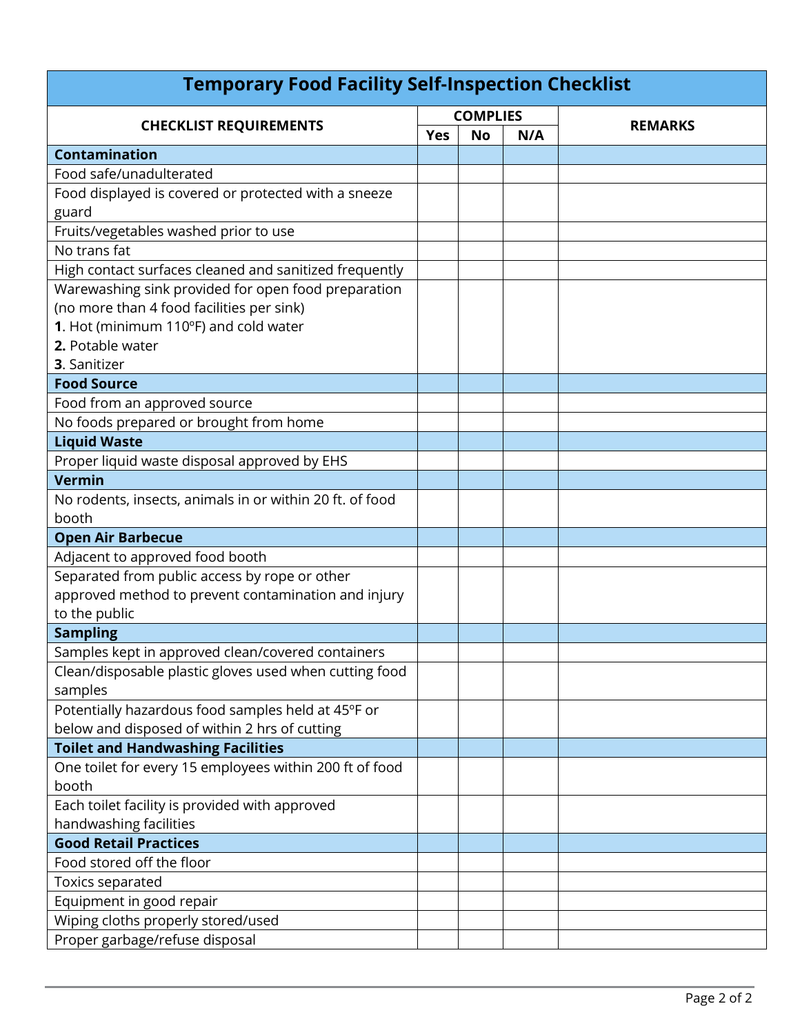# Temporary Food Facility Self-Inspection Checklist

| CHECKLIST REQUIREMENTS | COMPLIES | | | REMARKS |
|---|---|---|---|---|
| | Yes | No | N/A | |
| **Contamination** | | | | |
| Food safe/unadulterated | | | | |
| Food displayed is covered or protected with a sneeze guard | | | | |
| Fruits/vegetables washed prior to use | | | | |
| No trans fat | | | | |
| High contact surfaces cleaned and sanitized frequently | | | | |
| Warewashing sink provided for open food preparation (no more than 4 food facilities per sink)<br>**1**. Hot (minimum 110ºF) and cold water<br>**2.** Potable water<br>**3**. Sanitizer | | | | |
| **Food Source** | | | | |
| Food from an approved source | | | | |
| No foods prepared or brought from home | | | | |
| **Liquid Waste** | | | | |
| Proper liquid waste disposal approved by EHS | | | | |
| **Vermin** | | | | |
| No rodents, insects, animals in or within 20 ft. of food booth | | | | |
| **Open Air Barbecue** | | | | |
| Adjacent to approved food booth | | | | |
| Separated from public access by rope or other approved method to prevent contamination and injury to the public | | | | |
| **Sampling** | | | | |
| Samples kept in approved clean/covered containers | | | | |
| Clean/disposable plastic gloves used when cutting food samples | | | | |
| Potentially hazardous food samples held at 45ºF or below and disposed of within 2 hrs of cutting | | | | |
| **Toilet and Handwashing Facilities** | | | | |
| One toilet for every 15 employees within 200 ft of food booth | | | | |
| Each toilet facility is provided with approved handwashing facilities | | | | |
| **Good Retail Practices** | | | | |
| Food stored off the floor | | | | |
| Toxics separated | | | | |
| Equipment in good repair | | | | |
| Wiping cloths properly stored/used | | | | |
| Proper garbage/refuse disposal | | | | |